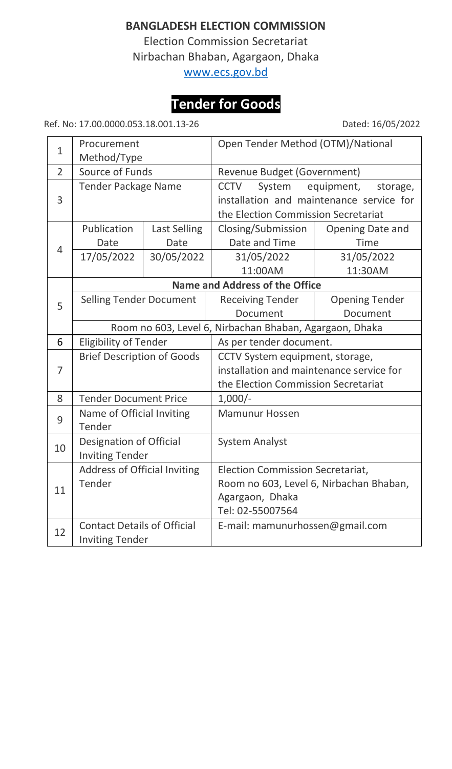**BANGLADESH ELECTION COMMISSION**

Election Commission Secretariat

Nirbachan Bhaban, Agargaon, Dhaka

www.ecs.gov.bd

# Tender for Goods

Ref. No: 17.00.0000.053.18.001.13-26 Dated: 16/05/2022

| | | | | |
|---|---|---|---|---|
| 1 | Procurement Method/Type | | Open Tender Method (OTM)/National | |
| 2 | Source of Funds | | Revenue Budget (Government) | |
| 3 | Tender Package Name | | CCTV System equipment, storage, installation and maintenance service for the Election Commission Secretariat | |
| 4 | Publication Date | Last Selling Date | Closing/Submission Date and Time | Opening Date and Time |
| | 17/05/2022 | 30/05/2022 | 31/05/2022 11:00AM | 31/05/2022 11:30AM |
| 5 | **Name and Address of the Office** | | | |
| | Selling Tender Document | | Receiving Tender Document | Opening Tender Document |
| | Room no 603, Level 6, Nirbachan Bhaban, Agargaon, Dhaka | | | |
| 6 | Eligibility of Tender | | As per tender document. | |
| 7 | Brief Description of Goods | | CCTV System equipment, storage, installation and maintenance service for the Election Commission Secretariat | |
| 8 | Tender Document Price | | 1,000/- | |
| 9 | Name of Official Inviting Tender | | Mamunur Hossen | |
| 10 | Designation of Official Inviting Tender | | System Analyst | |
| 11 | Address of Official Inviting Tender | | Election Commission Secretariat, Room no 603, Level 6, Nirbachan Bhaban, Agargaon, Dhaka Tel: 02-55007564 | |
| 12 | Contact Details of Official Inviting Tender | | E-mail: mamunurhossen@gmail.com | |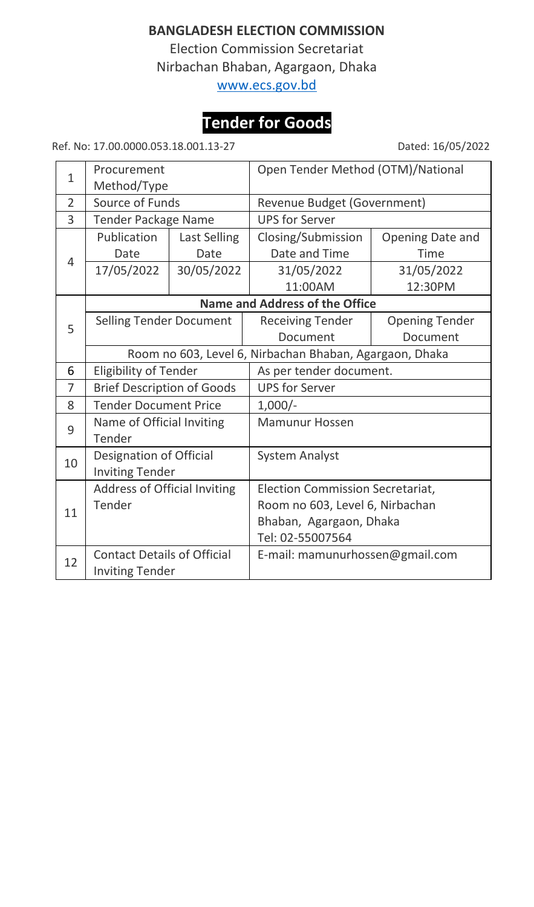**BANGLADESH ELECTION COMMISSION**

Election Commission Secretariat

Nirbachan Bhaban, Agargaon, Dhaka

www.ecs.gov.bd

# Tender for Goods

Ref. No: 17.00.0000.053.18.001.13-27 Dated: 16/05/2022

| | | | | |
|---|---|---|---|---|
| 1 | Procurement Method/Type | | Open Tender Method (OTM)/National | |
| 2 | Source of Funds | | Revenue Budget (Government) | |
| 3 | Tender Package Name | | UPS for Server | |
| 4 | Publication Date | Last Selling Date | Closing/Submission Date and Time | Opening Date and Time |
| | 17/05/2022 | 30/05/2022 | 31/05/2022 11:00AM | 31/05/2022 12:30PM |
| 5 | **Name and Address of the Office** | | | |
| | Selling Tender Document | | Receiving Tender Document | Opening Tender Document |
| | Room no 603, Level 6, Nirbachan Bhaban, Agargaon, Dhaka | | | |
| 6 | Eligibility of Tender | | As per tender document. | |
| 7 | Brief Description of Goods | | UPS for Server | |
| 8 | Tender Document Price | | 1,000/- | |
| 9 | Name of Official Inviting Tender | | Mamunur Hossen | |
| 10 | Designation of Official Inviting Tender | | System Analyst | |
| 11 | Address of Official Inviting Tender | | Election Commission Secretariat, Room no 603, Level 6, Nirbachan Bhaban, Agargaon, Dhaka Tel: 02-55007564 | |
| 12 | Contact Details of Official Inviting Tender | | E-mail: mamunurhossen@gmail.com | |